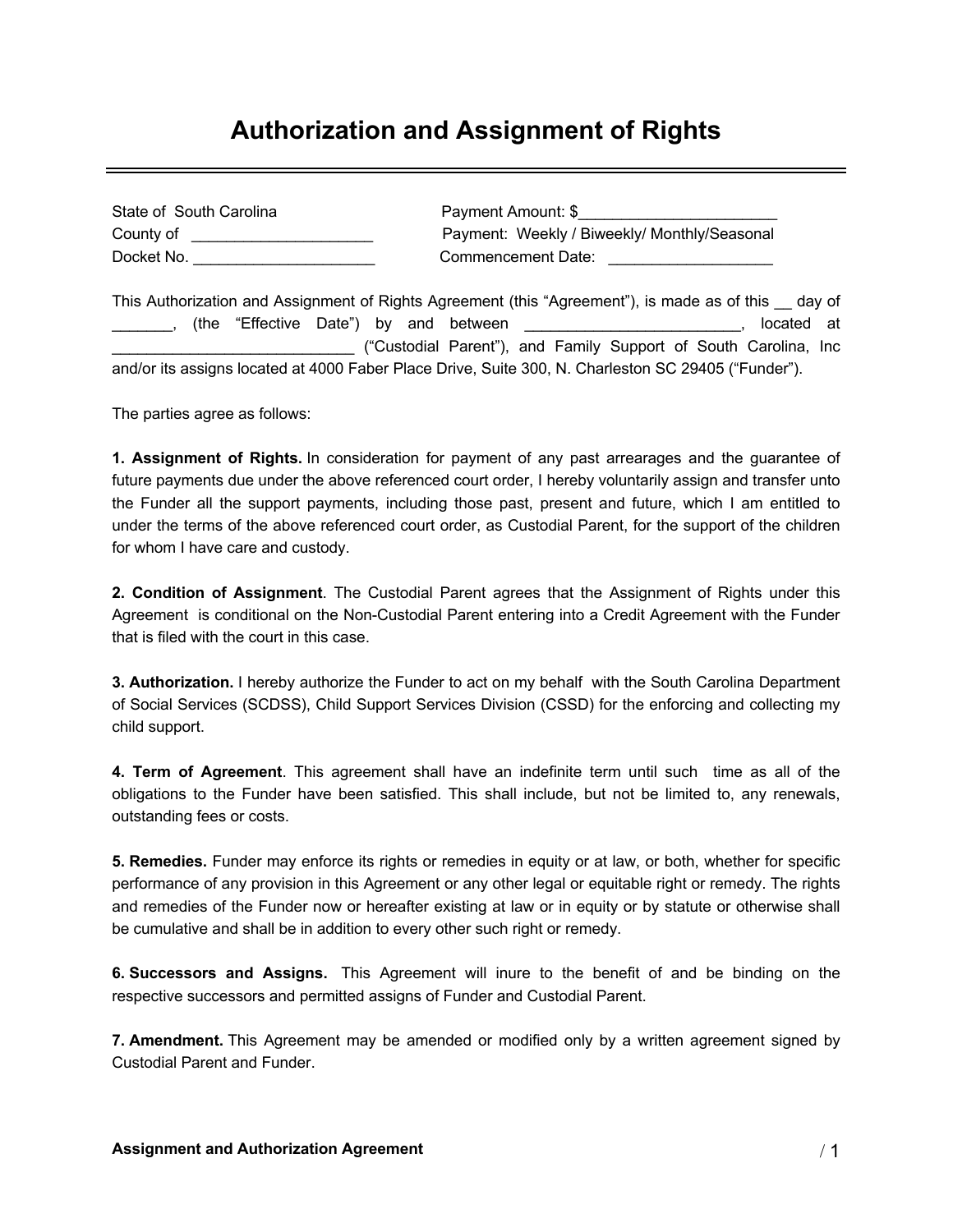# Authorization and Assignment of Rights

---

State of South Carolina
County of ______________________
Docket No. ______________________

Payment Amount: $________________________
Payment: Weekly / Biweekly/ Monthly/Seasonal
Commencement Date: ___________________

This Authorization and Assignment of Rights Agreement (this "Agreement"), is made as of this __ day of _______, (the "Effective Date") by and between _________________________, located at _____________________________ ("Custodial Parent"), and Family Support of South Carolina, Inc and/or its assigns located at 4000 Faber Place Drive, Suite 300, N. Charleston SC 29405 ("Funder").

The parties agree as follows:

**1. Assignment of Rights.** In consideration for payment of any past arrearages and the guarantee of future payments due under the above referenced court order, I hereby voluntarily assign and transfer unto the Funder all the support payments, including those past, present and future, which I am entitled to under the terms of the above referenced court order, as Custodial Parent, for the support of the children for whom I have care and custody.

**2. Condition of Assignment**. The Custodial Parent agrees that the Assignment of Rights under this Agreement is conditional on the Non-Custodial Parent entering into a Credit Agreement with the Funder that is filed with the court in this case.

**3. Authorization.** I hereby authorize the Funder to act on my behalf with the South Carolina Department of Social Services (SCDSS), Child Support Services Division (CSSD) for the enforcing and collecting my child support.

**4. Term of Agreement**. This agreement shall have an indefinite term until such time as all of the obligations to the Funder have been satisfied. This shall include, but not be limited to, any renewals, outstanding fees or costs.

**5. Remedies.** Funder may enforce its rights or remedies in equity or at law, or both, whether for specific performance of any provision in this Agreement or any other legal or equitable right or remedy. The rights and remedies of the Funder now or hereafter existing at law or in equity or by statute or otherwise shall be cumulative and shall be in addition to every other such right or remedy.

**6. Successors and Assigns.** This Agreement will inure to the benefit of and be binding on the respective successors and permitted assigns of Funder and Custodial Parent.

**7. Amendment.** This Agreement may be amended or modified only by a written agreement signed by Custodial Parent and Funder.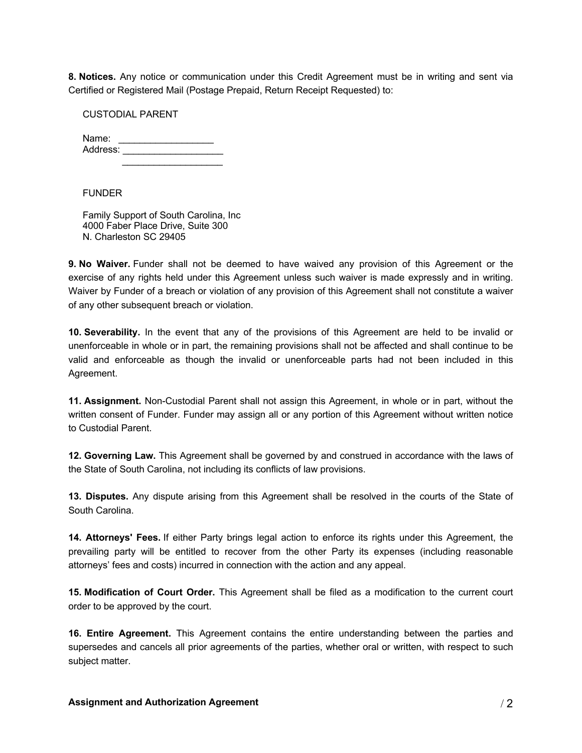**8. Notices.** Any notice or communication under this Credit Agreement must be in writing and sent via Certified or Registered Mail (Postage Prepaid, Return Receipt Requested) to:

CUSTODIAL PARENT

Name: ___________________
Address: ____________________
____________________

FUNDER

Family Support of South Carolina, Inc
4000 Faber Place Drive, Suite 300
N. Charleston SC 29405

**9. No Waiver.** Funder shall not be deemed to have waived any provision of this Agreement or the exercise of any rights held under this Agreement unless such waiver is made expressly and in writing. Waiver by Funder of a breach or violation of any provision of this Agreement shall not constitute a waiver of any other subsequent breach or violation.

**10. Severability.** In the event that any of the provisions of this Agreement are held to be invalid or unenforceable in whole or in part, the remaining provisions shall not be affected and shall continue to be valid and enforceable as though the invalid or unenforceable parts had not been included in this Agreement.

**11. Assignment.** Non-Custodial Parent shall not assign this Agreement, in whole or in part, without the written consent of Funder. Funder may assign all or any portion of this Agreement without written notice to Custodial Parent.

**12. Governing Law.** This Agreement shall be governed by and construed in accordance with the laws of the State of South Carolina, not including its conflicts of law provisions.

**13. Disputes.** Any dispute arising from this Agreement shall be resolved in the courts of the State of South Carolina.

**14. Attorneys' Fees.** If either Party brings legal action to enforce its rights under this Agreement, the prevailing party will be entitled to recover from the other Party its expenses (including reasonable attorneys' fees and costs) incurred in connection with the action and any appeal.

**15. Modification of Court Order.** This Agreement shall be filed as a modification to the current court order to be approved by the court.

**16. Entire Agreement.** This Agreement contains the entire understanding between the parties and supersedes and cancels all prior agreements of the parties, whether oral or written, with respect to such subject matter.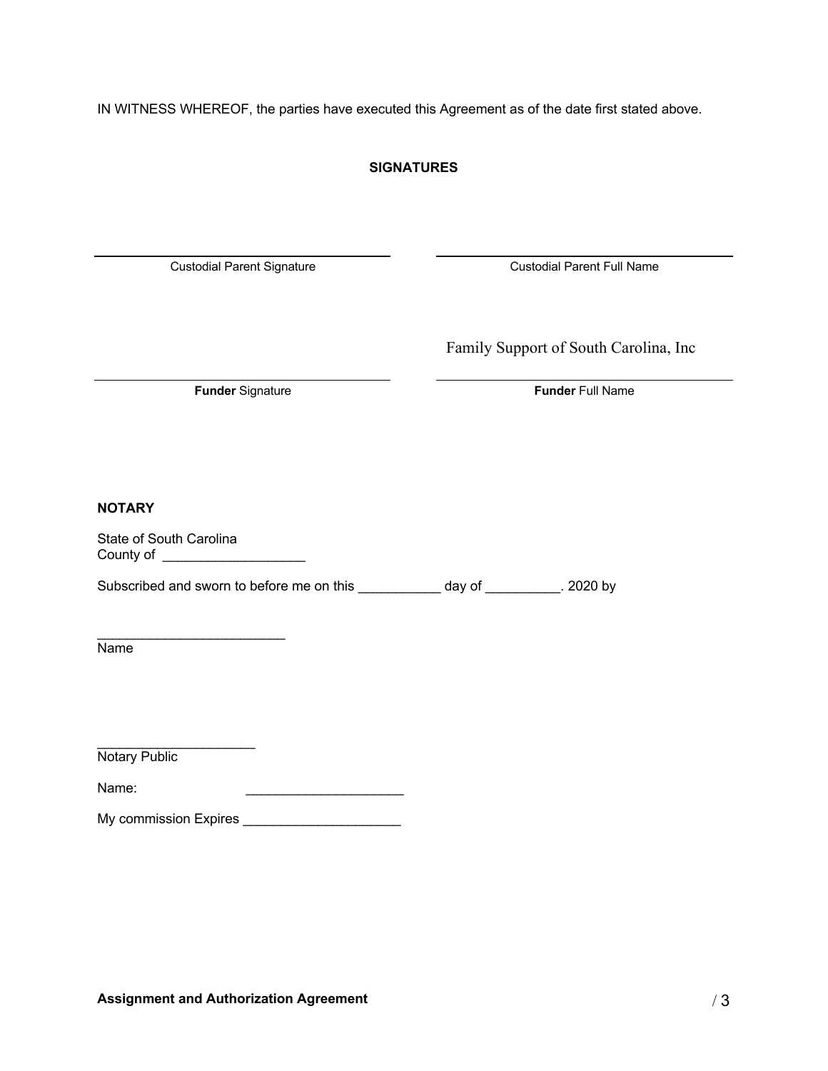IN WITNESS WHEREOF, the parties have executed this Agreement as of the date first stated above.

**SIGNATURES**

| | |
|---|---|
| ______________________________ | ______________________________ |
| Custodial Parent Signature | Custodial Parent Full Name |
| | Family Support of South Carolina, Inc |
| ______________________________ | ______________________________ |
| **Funder** Signature | **Funder** Full Name |

**NOTARY**

State of South Carolina
County of ___________________

Subscribed and sworn to before me on this ___________ day of __________. 2020 by

_________________________
Name

_____________________
Notary Public

Name: _____________________

My commission Expires _____________________